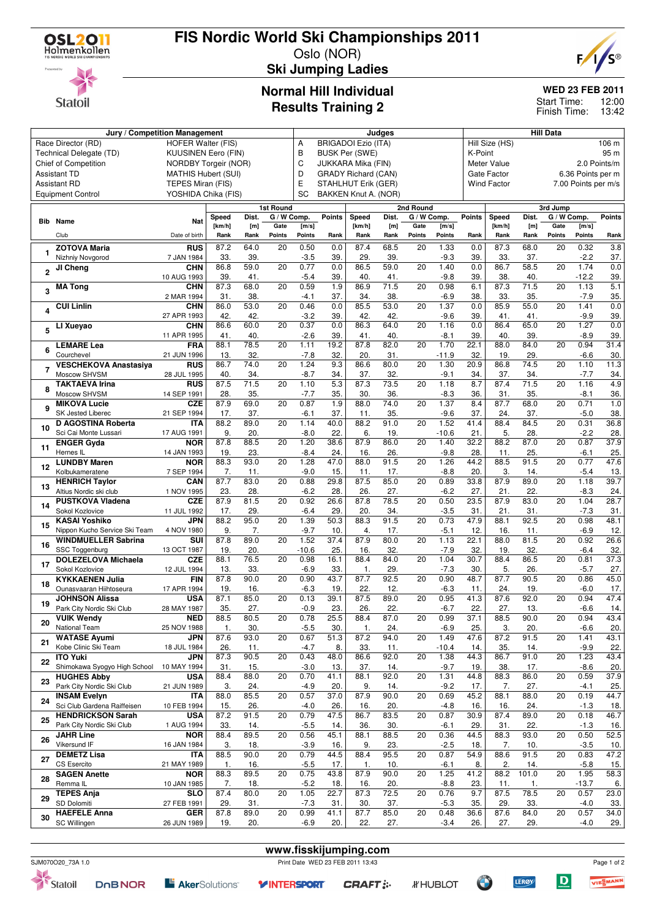# FIS Nordic World Ski Championships 2011

Oslo (NOR)

**Ski Jumping Ladies**

## Normal Hill Individual
## Results Training 2

**WED 23 FEB 2011**
Start Time: 12:00
Finish Time: 13:42

| Jury / Competition Management | | Judges | | Hill Data | |
|---|---|---|---|---|---|
| Race Director (RD) | HOFER Walter (FIS) | A | BRIGADOI Ezio (ITA) | Hill Size (HS) | 106 m |
| Technical Delegate (TD) | KUUSINEN Eero (FIN) | B | BUSK Per (SWE) | K-Point | 95 m |
| Chief of Competition | NORDBY Torgeir (NOR) | C | JUKKARA Mika (FIN) | Meter Value | 2.0 Points/m |
| Assistant TD | MATHIS Hubert (SUI) | D | GRADY Richard (CAN) | Gate Factor | 6.36 Points per m |
| Assistant RD | TEPES Miran (FIS) | E | STAHLHUT Erik (GER) | Wind Factor | 7.00 Points per m/s |
| Equipment Control | YOSHIDA Chika (FIS) | SC | BAKKEN Knut A. (NOR) | | |

| Bib | Name / Club | Nat / Date of birth | 1st Round Speed [km/h] / Rank | Dist. [m] / Rank | Gate / Points | Wind [m/s] / Points | Points / Rank | 2nd Round Speed [km/h] / Rank | Dist. [m] / Rank | Gate / Points | Wind [m/s] / Points | Points / Rank | 3rd Jump Speed [km/h] / Rank | Dist. [m] / Rank | Gate / Points | Wind [m/s] / Points | Points / Rank |
|---|---|---|---|---|---|---|---|---|---|---|---|---|---|---|---|---|---|
| 1 | ZOTOVA Maria | RUS | 87.2 | 64.0 | 20 | 0.50 | 0.0 | 87.4 | 68.5 | 20 | 1.33 | 0.0 | 87.3 | 68.0 | 20 | 0.32 | 3.8 |
| | Nizhniy Novgorod | 7 JAN 1984 | 33. | 39. | | -3.5 | 39. | 29. | 39. | | -9.3 | 39. | 33. | 37. | | -2.2 | 37. |
| 2 | JI Cheng | CHN | 86.8 | 59.0 | 20 | 0.77 | 0.0 | 86.5 | 59.0 | 20 | 1.40 | 0.0 | 86.7 | 58.5 | 20 | 1.74 | 0.0 |
| | | 10 AUG 1993 | 39. | 41. | | -5.4 | 39. | 40. | 41. | | -9.8 | 39. | 38. | 40. | | -12.2 | 39. |
| 3 | MA Tong | CHN | 87.3 | 68.0 | 20 | 0.59 | 1.9 | 86.9 | 71.5 | 20 | 0.98 | 6.1 | 87.3 | 71.5 | 20 | 1.13 | 5.1 |
| | | 2 MAR 1994 | 31. | 38. | | -4.1 | 37. | 34. | 38. | | -6.9 | 38. | 33. | 35. | | -7.9 | 35. |
| 4 | CUI Linlin | CHN | 86.0 | 53.0 | 20 | 0.46 | 0.0 | 85.5 | 53.0 | 20 | 1.37 | 0.0 | 85.9 | 55.0 | 20 | 1.41 | 0.0 |
| | | 27 APR 1993 | 42. | 42. | | -3.2 | 39. | 42. | 42. | | -9.6 | 39. | 41. | 41. | | -9.9 | 39. |
| 5 | LI Xueyao | CHN | 86.6 | 60.0 | 20 | 0.37 | 0.0 | 86.3 | 64.0 | 20 | 1.16 | 0.0 | 86.4 | 65.0 | 20 | 1.27 | 0.0 |
| | | 11 APR 1995 | 41. | 40. | | -2.6 | 39. | 41. | 40. | | -8.1 | 39. | 40. | 39. | | -8.9 | 39. |
| 6 | LEMARE Lea | FRA | 88.1 | 78.5 | 20 | 1.11 | 19.2 | 87.8 | 82.0 | 20 | 1.70 | 22.1 | 88.0 | 84.0 | 20 | 0.94 | 31.4 |
| | Courchevel | 21 JUN 1996 | 13. | 32. | | -7.8 | 32. | 20. | 31. | | -11.9 | 32. | 19. | 29. | | -6.6 | 30. |
| 7 | VESCHEKOVA Anastasiya | RUS | 86.7 | 74.0 | 20 | 1.24 | 9.3 | 86.6 | 80.0 | 20 | 1.30 | 20.9 | 86.8 | 74.5 | 20 | 1.10 | 11.3 |
| | Moscow SHVSM | 28 JUL 1995 | 40. | 34. | | -8.7 | 34. | 37. | 32. | | -9.1 | 34. | 37. | 34. | | -7.7 | 34. |
| 8 | TAKTAEVA Irina | RUS | 87.5 | 71.5 | 20 | 1.10 | 5.3 | 87.3 | 73.5 | 20 | 1.18 | 8.7 | 87.4 | 71.5 | 20 | 1.16 | 4.9 |
| | Moscow SHVSM | 14 SEP 1991 | 28. | 35. | | -7.7 | 35. | 30. | 36. | | -8.3 | 36. | 31. | 35. | | -8.1 | 36. |
| 9 | MIKOVA Lucie | CZE | 87.9 | 69.0 | 20 | 0.87 | 1.9 | 88.0 | 74.0 | 20 | 1.37 | 8.4 | 87.7 | 68.0 | 20 | 0.71 | 1.0 |
| | SK Jested Liberec | 21 SEP 1994 | 17. | 37. | | -6.1 | 37. | 11. | 35. | | -9.6 | 37. | 24. | 37. | | -5.0 | 38. |
| 10 | D AGOSTINA Roberta | ITA | 88.2 | 89.0 | 20 | 1.14 | 40.0 | 88.2 | 91.0 | 20 | 1.52 | 41.4 | 88.4 | 84.5 | 20 | 0.31 | 36.8 |
| | Sci Cai Monte Lussari | 17 AUG 1991 | 9. | 20. | | -8.0 | 22. | 6. | 19. | | -10.6 | 21. | 5. | 28. | | -2.2 | 28. |
| 11 | ENGER Gyda | NOR | 87.8 | 88.5 | 20 | 1.20 | 38.6 | 87.9 | 86.0 | 20 | 1.40 | 32.2 | 88.2 | 87.0 | 20 | 0.87 | 37.9 |
| | Hernes IL | 14 JAN 1993 | 19. | 23. | | -8.4 | 24. | 16. | 26. | | -9.8 | 28. | 11. | 25. | | -6.1 | 25. |
| 12 | LUNDBY Maren | NOR | 88.3 | 93.0 | 20 | 1.28 | 47.0 | 88.0 | 91.5 | 20 | 1.26 | 44.2 | 88.5 | 91.5 | 20 | 0.77 | 47.6 |
| | Kolbukameratene | 7 SEP 1994 | 7. | 11. | | -9.0 | 15. | 11. | 17. | | -8.8 | 20. | 3. | 14. | | -5.4 | 13. |
| 13 | HENRICH Taylor | CAN | 87.7 | 83.0 | 20 | 0.88 | 29.8 | 87.5 | 85.0 | 20 | 0.89 | 33.8 | 87.9 | 89.0 | 20 | 1.18 | 39.7 |
| | Altius Nordic ski club | 1 NOV 1995 | 23. | 28. | | -6.2 | 28. | 26. | 27. | | -6.2 | 27. | 21. | 22. | | -8.3 | 24. |
| 14 | PUSTKOVA Vladena | CZE | 87.9 | 81.5 | 20 | 0.92 | 26.6 | 87.8 | 78.5 | 20 | 0.50 | 23.5 | 87.9 | 83.0 | 20 | 1.04 | 28.7 |
| | Sokol Kozlovice | 11 JUL 1992 | 17. | 29. | | -6.4 | 29. | 20. | 34. | | -3.5 | 31. | 21. | 31. | | -7.3 | 31. |
| 15 | KASAI Yoshiko | JPN | 88.2 | 95.0 | 20 | 1.39 | 50.3 | 88.3 | 91.5 | 20 | 0.73 | 47.9 | 88.1 | 92.5 | 20 | 0.98 | 48.1 |
| | Nippon Kucho Service Ski Team | 4 NOV 1980 | 9. | 7. | | -9.7 | 10. | 4. | 17. | | -5.1 | 12. | 16. | 11. | | -6.9 | 12. |
| 16 | WINDMUELLER Sabrina | SUI | 87.8 | 89.0 | 20 | 1.52 | 37.4 | 87.9 | 80.0 | 20 | 1.13 | 22.1 | 88.0 | 81.5 | 20 | 0.92 | 26.6 |
| | SSC Toggenburg | 13 OCT 1987 | 19. | 20. | | -10.6 | 25. | 16. | 32. | | -7.9 | 32. | 19. | 32. | | -6.4 | 32. |
| 17 | DOLEZELOVA Michaela | CZE | 88.1 | 76.5 | 20 | 0.98 | 16.1 | 88.4 | 84.0 | 20 | 1.04 | 30.7 | 88.4 | 86.5 | 20 | 0.81 | 37.3 |
| | Sokol Kozlovice | 12 JUL 1994 | 13. | 33. | | -6.9 | 33. | 1. | 29. | | -7.3 | 30. | 5. | 26. | | -5.7 | 27. |
| 18 | KYKKAENEN Julia | FIN | 87.8 | 90.0 | 20 | 0.90 | 43.7 | 87.7 | 92.5 | 20 | 0.90 | 48.7 | 87.7 | 90.5 | 20 | 0.86 | 45.0 |
| | Ounasvaaran Hiihtoseura | 17 APR 1994 | 19. | 16. | | -6.3 | 19. | 22. | 12. | | -6.3 | 11. | 24. | 19. | | -6.0 | 17. |
| 19 | JOHNSON Alissa | USA | 87.1 | 85.0 | 20 | 0.13 | 39.1 | 87.5 | 89.0 | 20 | 0.95 | 41.3 | 87.6 | 92.0 | 20 | 0.94 | 47.4 |
| | Park City Nordic Ski Club | 28 MAY 1987 | 35. | 27. | | -0.9 | 23. | 26. | 22. | | -6.7 | 22. | 27. | 13. | | -6.6 | 14. |
| 20 | VUIK Wendy | NED | 88.5 | 80.5 | 20 | 0.78 | 25.5 | 88.4 | 87.0 | 20 | 0.99 | 37.1 | 88.5 | 90.0 | 20 | 0.94 | 43.4 |
| | National Team | 25 NOV 1988 | 1. | 30. | | -5.5 | 30. | 1. | 24. | | -6.9 | 25. | 3. | 20. | | -6.6 | 20. |
| 21 | WATASE Ayumi | JPN | 87.6 | 93.0 | 20 | 0.67 | 51.3 | 87.2 | 94.0 | 20 | 1.49 | 47.6 | 87.2 | 91.5 | 20 | 1.41 | 43.1 |
| | Kobe Clinic Ski Team | 18 JUL 1984 | 26. | 11. | | -4.7 | 8. | 33. | 11. | | -10.4 | 14. | 35. | 14. | | -9.9 | 22. |
| 22 | ITO Yuki | JPN | 87.3 | 90.5 | 20 | 0.43 | 48.0 | 86.6 | 92.0 | 20 | 1.38 | 44.3 | 86.7 | 91.0 | 20 | 1.23 | 43.4 |
| | Shimokawa Syogyo High School | 10 MAY 1994 | 31. | 15. | | -3.0 | 13. | 37. | 14. | | -9.7 | 19. | 38. | 17. | | -8.6 | 20. |
| 23 | HUGHES Abby | USA | 88.4 | 88.0 | 20 | 0.70 | 41.1 | 88.1 | 92.0 | 20 | 1.31 | 44.8 | 88.3 | 86.0 | 20 | 0.59 | 37.9 |
| | Park City Nordic Ski Club | 21 JUN 1989 | 3. | 24. | | -4.9 | 20. | 9. | 14. | | -9.2 | 17. | 7. | 27. | | -4.1 | 25. |
| 24 | INSAM Evelyn | ITA | 88.0 | 85.5 | 20 | 0.57 | 37.0 | 87.9 | 90.0 | 20 | 0.69 | 45.2 | 88.1 | 88.0 | 20 | 0.19 | 44.7 |
| | Sci Club Gardena Raiffeisen | 10 FEB 1994 | 15. | 26. | | -4.0 | 26. | 16. | 20. | | -4.8 | 16. | 16. | 24. | | -1.3 | 18. |
| 25 | HENDRICKSON Sarah | USA | 87.2 | 91.5 | 20 | 0.79 | 47.5 | 86.7 | 83.5 | 20 | 0.87 | 30.9 | 87.4 | 89.0 | 20 | 0.18 | 46.7 |
| | Park City Nordic Ski Club | 1 AUG 1994 | 33. | 14. | | -5.5 | 14. | 36. | 30. | | -6.1 | 29. | 31. | 22. | | -1.3 | 16. |
| 26 | JAHR Line | NOR | 88.4 | 89.5 | 20 | 0.56 | 45.1 | 88.1 | 88.5 | 20 | 0.36 | 44.5 | 88.3 | 93.0 | 20 | 0.50 | 52.5 |
| | Vikersund IF | 16 JAN 1984 | 3. | 18. | | -3.9 | 16. | 9. | 23. | | -2.5 | 18. | 7. | 10. | | -3.5 | 10. |
| 27 | DEMETZ Lisa | ITA | 88.5 | 90.0 | 20 | 0.79 | 44.5 | 88.4 | 95.5 | 20 | 0.87 | 54.9 | 88.6 | 91.5 | 20 | 0.83 | 47.2 |
| | CS Esercito | 21 MAY 1989 | 1. | 16. | | -5.5 | 17. | 1. | 10. | | -6.1 | 8. | 2. | 14. | | -5.8 | 15. |
| 28 | SAGEN Anette | NOR | 88.3 | 89.5 | 20 | 0.75 | 43.8 | 87.9 | 90.0 | 20 | 1.25 | 41.2 | 88.2 | 101.0 | 20 | 1.95 | 58.3 |
| | Remma IL | 10 JAN 1985 | 7. | 18. | | -5.2 | 18. | 16. | 20. | | -8.8 | 23. | 11. | 1. | | -13.7 | 6. |
| 29 | TEPES Anja | SLO | 87.4 | 80.0 | 20 | 1.05 | 22.7 | 87.3 | 72.5 | 20 | 0.76 | 9.7 | 87.5 | 78.5 | 20 | 0.57 | 23.0 |
| | SD Dolomiti | 27 FEB 1991 | 29. | 31. | | -7.3 | 31. | 30. | 37. | | -5.3 | 35. | 29. | 33. | | -4.0 | 33. |
| 30 | HAEFELE Anna | GER | 87.8 | 89.0 | 20 | 0.99 | 41.1 | 87.7 | 85.0 | 20 | 0.48 | 36.6 | 87.6 | 84.0 | 20 | 0.57 | 34.0 |
| | SC Willingen | 26 JUN 1989 | 19. | 20. | | -6.9 | 20. | 22. | 27. | | -3.4 | 26. | 27. | 29. | | -4.0 | 29. |

www.fisskijumping.com

SJM070O20_73A 1.0 Print Date WED 23 FEB 2011 13:43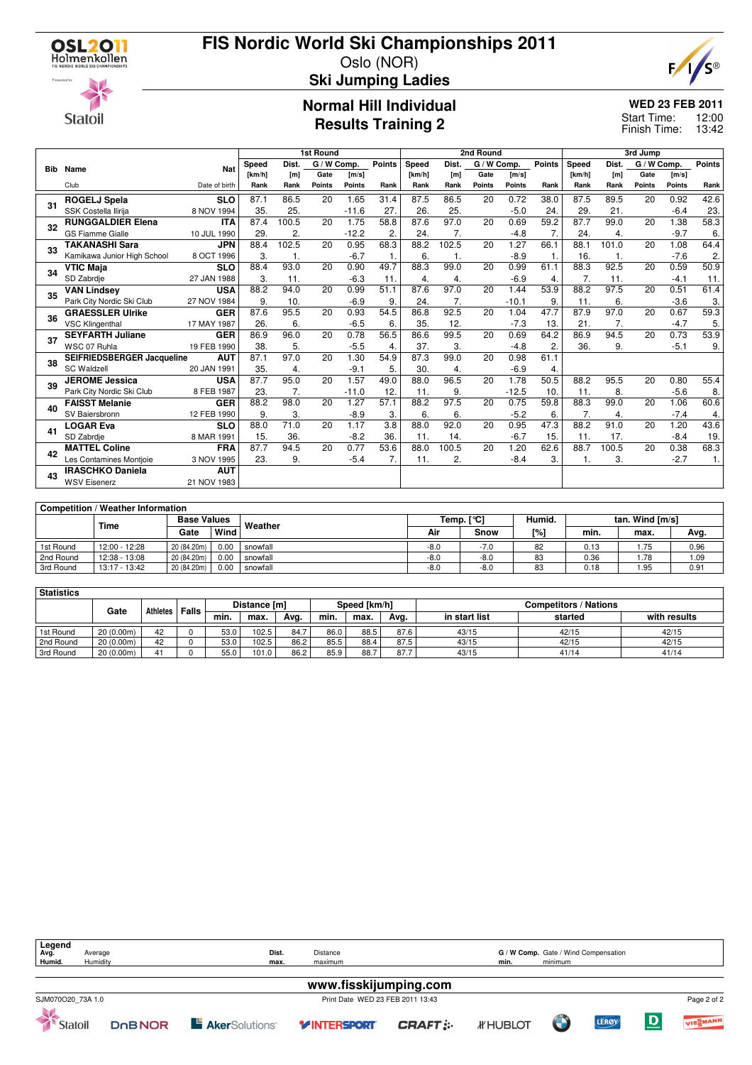# FIS Nordic World Ski Championships 2011

Oslo (NOR)

**Ski Jumping Ladies**

## Normal Hill Individual
## Results Training 2

**WED 23 FEB 2011**
Start Time: 12:00
Finish Time: 13:42

| Bib | Name / Club | Nat / Date of birth | 1st Round Speed [km/h] Rank | Dist. [m] Rank | G/W Comp. Gate Points | [m/s] Points | Points Rank | 2nd Round Speed [km/h] Rank | Dist. [m] Rank | G/W Comp. Gate Points | [m/s] Points | Points Rank | 3rd Jump Speed [km/h] Rank | Dist. [m] Rank | G/W Comp. Gate Points | [m/s] Points | Points Rank |
|---|---|---|---|---|---|---|---|---|---|---|---|---|---|---|---|---|---|
| 31 | **ROGELJ Spela** SSK Costella Ilirija | **SLO** 8 NOV 1994 | 87.1 35. | 86.5 25. | 20 | 1.65 -11.6 | 31.4 27. | 87.5 26. | 86.5 25. | 20 | 0.72 -5.0 | 38.0 24. | 87.5 29. | 89.5 21. | 20 | 0.92 -6.4 | 42.6 23. |
| 32 | **RUNGGALDIER Elena** GS Fiamme Gialle | **ITA** 10 JUL 1990 | 87.4 29. | 100.5 2. | 20 | 1.75 -12.2 | 58.8 2. | 87.6 24. | 97.0 7. | 20 | 0.69 -4.8 | 59.2 7. | 87.7 24. | 99.0 4. | 20 | 1.38 -9.7 | 58.3 6. |
| 33 | **TAKAHASHI Sara** Kamikawa Junior High School | **JPN** 8 OCT 1996 | 88.4 3. | 102.5 1. | 20 | 0.95 -6.7 | 68.3 1. | 88.2 6. | 102.5 1. | 20 | 1.27 -8.9 | 66.1 1. | 88.1 16. | 101.0 1. | 20 | 1.08 -7.6 | 64.4 2. |
| 34 | **VTIC Maja** SD Zabrdje | **SLO** 27 JAN 1988 | 88.4 3. | 93.0 11. | 20 | 0.90 -6.3 | 49.7 11. | 88.3 4. | 99.0 4. | 20 | 0.99 -6.9 | 61.1 4. | 88.3 7. | 92.5 11. | 20 | 0.59 -4.1 | 50.9 11. |
| 35 | **VAN Lindsey** Park City Nordic Ski Club | **USA** 27 NOV 1984 | 88.2 9. | 94.0 10. | 20 | 0.99 -6.9 | 51.1 9. | 87.6 24. | 97.0 7. | 20 | 1.44 -10.1 | 53.9 9. | 88.2 11. | 97.5 6. | 20 | 0.51 -3.6 | 61.4 3. |
| 36 | **GRAESSLER Ulrike** VSC Klingenthal | **GER** 17 MAY 1987 | 87.6 26. | 95.5 6. | 20 | 0.93 -6.5 | 54.5 6. | 86.8 35. | 92.5 12. | 20 | 1.04 -7.3 | 47.7 13. | 87.9 21. | 97.0 7. | 20 | 0.67 -4.7 | 59.3 5. |
| 37 | **SEYFARTH Juliane** WSC 07 Ruhla | **GER** 19 FEB 1990 | 86.9 38. | 96.0 5. | 20 | 0.78 -5.5 | 56.5 4. | 86.6 37. | 99.5 3. | 20 | 0.69 -4.8 | 64.2 2. | 86.9 36. | 94.5 9. | 20 | 0.73 -5.1 | 53.9 9. |
| 38 | **SEIFRIEDSBERGER Jacqueline** SC Waldzell | **AUT** 20 JAN 1991 | 87.1 35. | 97.0 4. | 20 | 1.30 -9.1 | 54.9 5. | 87.3 30. | 99.0 4. | 20 | 0.98 -6.9 | 61.1 4. | | | | | |
| 39 | **JEROME Jessica** Park City Nordic Ski Club | **USA** 8 FEB 1987 | 87.7 23. | 95.0 7. | 20 | 1.57 -11.0 | 49.0 12. | 88.0 11. | 96.5 9. | 20 | 1.78 -12.5 | 50.5 10. | 88.2 11. | 95.5 8. | 20 | 0.80 -5.6 | 55.4 8. |
| 40 | **FAISST Melanie** SV Baiersbronn | **GER** 12 FEB 1990 | 88.2 9. | 98.0 3. | 20 | 1.27 -8.9 | 57.1 3. | 88.2 6. | 97.5 6. | 20 | 0.75 -5.2 | 59.8 6. | 88.3 7. | 99.0 4. | 20 | 1.06 -7.4 | 60.6 4. |
| 41 | **LOGAR Eva** SD Zabrdje | **SLO** 8 MAR 1991 | 88.0 15. | 71.0 36. | 20 | 1.17 -8.2 | 3.8 36. | 88.0 11. | 92.0 14. | 20 | 0.95 -6.7 | 47.3 15. | 88.2 11. | 91.0 17. | 20 | 1.20 -8.4 | 43.6 19. |
| 42 | **MATTEL Coline** Les Contamines Montjoie | **FRA** 3 NOV 1995 | 87.7 23. | 94.5 9. | 20 | 0.77 -5.4 | 53.6 7. | 88.0 11. | 100.5 2. | 20 | 1.20 -8.4 | 62.6 3. | 88.7 1. | 100.5 3. | 20 | 0.38 -2.7 | 68.3 1. |
| 43 | **IRASCHKO Daniela** WSV Eisenerz | **AUT** 21 NOV 1983 | | | | | | | | | | | | | | | |

### Competition / Weather Information

| | Time | Base Values Gate | Wind | Weather | Temp. [°C] Air | Snow | Humid. [%] | tan. Wind [m/s] min. | max. | Avg. |
|---|---|---|---|---|---|---|---|---|---|---|
| 1st Round | 12:00 - 12:28 | 20 (84.20m) | 0.00 | snowfall | -8.0 | -7.0 | 82 | 0.13 | 1.75 | 0.96 |
| 2nd Round | 12:38 - 13:08 | 20 (84.20m) | 0.00 | snowfall | -8.0 | -8.0 | 83 | 0.36 | 1.78 | 1.09 |
| 3rd Round | 13:17 - 13:42 | 20 (84.20m) | 0.00 | snowfall | -8.0 | -8.0 | 83 | 0.18 | 1.95 | 0.91 |

### Statistics

| | Gate | Athletes | Falls | Distance [m] min. | max. | Avg. | Speed [km/h] min. | max. | Avg. | Competitors / Nations in start list | started | with results |
|---|---|---|---|---|---|---|---|---|---|---|---|---|
| 1st Round | 20 (0.00m) | 42 | 0 | 53.0 | 102.5 | 84.7 | 86.0 | 88.5 | 87.6 | 43/15 | 42/15 | 42/15 |
| 2nd Round | 20 (0.00m) | 42 | 0 | 53.0 | 102.5 | 86.2 | 85.5 | 88.4 | 87.5 | 43/15 | 42/15 | 42/15 |
| 3rd Round | 20 (0.00m) | 41 | 0 | 55.0 | 101.0 | 86.2 | 85.9 | 88.7 | 87.7 | 43/15 | 41/14 | 41/14 |

**Legend**
Avg. Average — Dist. Distance — G / W Comp. Gate / Wind Compensation
Humid. Humidity — max. maximum — min. minimum

www.fisskijumping.com

SJM070O20_73A 1.0 — Print Date WED 23 FEB 2011 13:43